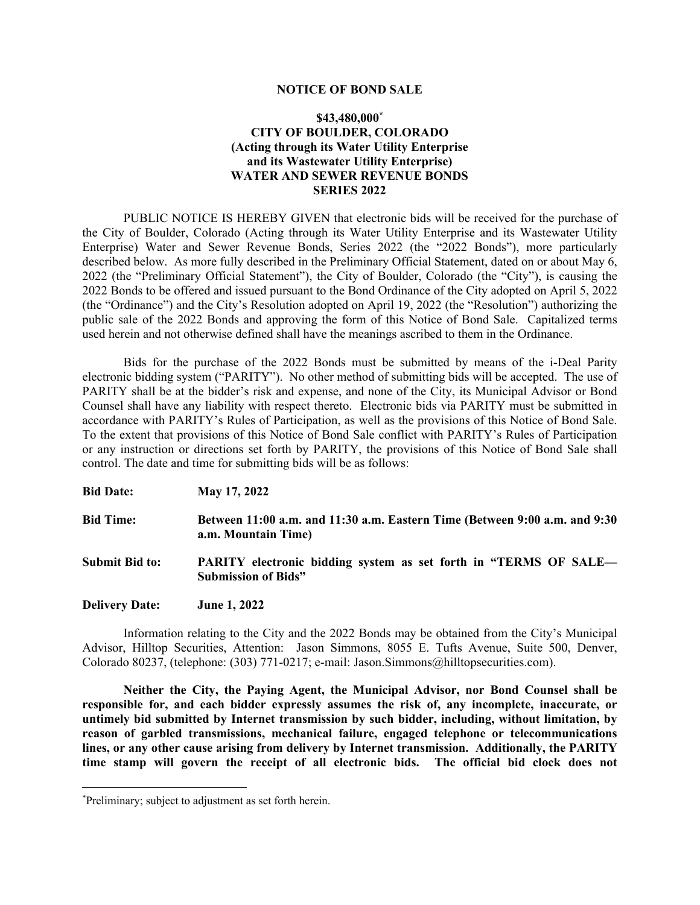# NOTICE OF BOND SALE

## $43,480,000*
## CITY OF BOULDER, COLORADO
## (Acting through its Water Utility Enterprise and its Wastewater Utility Enterprise)
## WATER AND SEWER REVENUE BONDS
## SERIES 2022

PUBLIC NOTICE IS HEREBY GIVEN that electronic bids will be received for the purchase of the City of Boulder, Colorado (Acting through its Water Utility Enterprise and its Wastewater Utility Enterprise) Water and Sewer Revenue Bonds, Series 2022 (the "2022 Bonds"), more particularly described below. As more fully described in the Preliminary Official Statement, dated on or about May 6, 2022 (the "Preliminary Official Statement"), the City of Boulder, Colorado (the "City"), is causing the 2022 Bonds to be offered and issued pursuant to the Bond Ordinance of the City adopted on April 5, 2022 (the "Ordinance") and the City's Resolution adopted on April 19, 2022 (the "Resolution") authorizing the public sale of the 2022 Bonds and approving the form of this Notice of Bond Sale. Capitalized terms used herein and not otherwise defined shall have the meanings ascribed to them in the Ordinance.

Bids for the purchase of the 2022 Bonds must be submitted by means of the i-Deal Parity electronic bidding system ("PARITY"). No other method of submitting bids will be accepted. The use of PARITY shall be at the bidder's risk and expense, and none of the City, its Municipal Advisor or Bond Counsel shall have any liability with respect thereto. Electronic bids via PARITY must be submitted in accordance with PARITY's Rules of Participation, as well as the provisions of this Notice of Bond Sale. To the extent that provisions of this Notice of Bond Sale conflict with PARITY's Rules of Participation or any instruction or directions set forth by PARITY, the provisions of this Notice of Bond Sale shall control. The date and time for submitting bids will be as follows:

**Bid Date:** **May 17, 2022**

**Bid Time:** **Between 11:00 a.m. and 11:30 a.m. Eastern Time (Between 9:00 a.m. and 9:30 a.m. Mountain Time)**

**Submit Bid to:** **PARITY electronic bidding system as set forth in "TERMS OF SALE—Submission of Bids"**

**Delivery Date:** **June 1, 2022**

Information relating to the City and the 2022 Bonds may be obtained from the City's Municipal Advisor, Hilltop Securities, Attention: Jason Simmons, 8055 E. Tufts Avenue, Suite 500, Denver, Colorado 80237, (telephone: (303) 771-0217; e-mail: Jason.Simmons@hilltopsecurities.com).

**Neither the City, the Paying Agent, the Municipal Advisor, nor Bond Counsel shall be responsible for, and each bidder expressly assumes the risk of, any incomplete, inaccurate, or untimely bid submitted by Internet transmission by such bidder, including, without limitation, by reason of garbled transmissions, mechanical failure, engaged telephone or telecommunications lines, or any other cause arising from delivery by Internet transmission. Additionally, the PARITY time stamp will govern the receipt of all electronic bids. The official bid clock does not**

*Preliminary; subject to adjustment as set forth herein.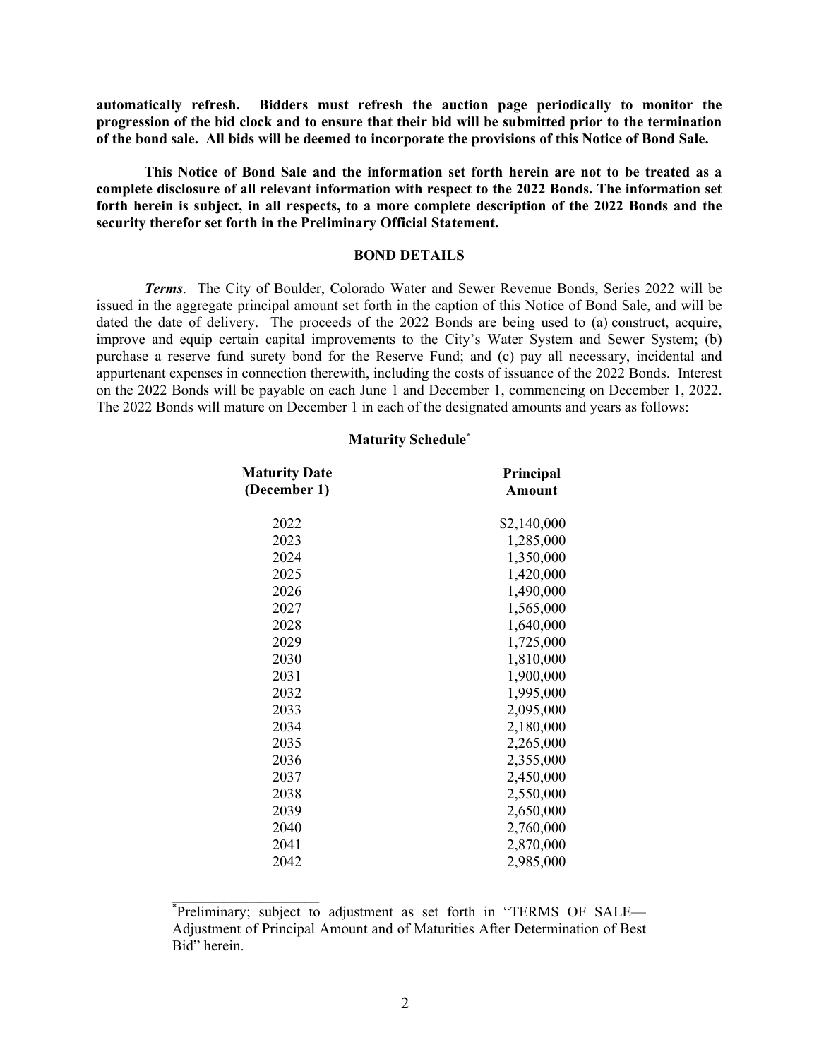**automatically refresh. Bidders must refresh the auction page periodically to monitor the progression of the bid clock and to ensure that their bid will be submitted prior to the termination of the bond sale. All bids will be deemed to incorporate the provisions of this Notice of Bond Sale.**

**This Notice of Bond Sale and the information set forth herein are not to be treated as a complete disclosure of all relevant information with respect to the 2022 Bonds. The information set forth herein is subject, in all respects, to a more complete description of the 2022 Bonds and the security therefor set forth in the Preliminary Official Statement.**

## BOND DETAILS

***Terms***. The City of Boulder, Colorado Water and Sewer Revenue Bonds, Series 2022 will be issued in the aggregate principal amount set forth in the caption of this Notice of Bond Sale, and will be dated the date of delivery. The proceeds of the 2022 Bonds are being used to (a) construct, acquire, improve and equip certain capital improvements to the City's Water System and Sewer System; (b) purchase a reserve fund surety bond for the Reserve Fund; and (c) pay all necessary, incidental and appurtenant expenses in connection therewith, including the costs of issuance of the 2022 Bonds. Interest on the 2022 Bonds will be payable on each June 1 and December 1, commencing on December 1, 2022. The 2022 Bonds will mature on December 1 in each of the designated amounts and years as follows:

**Maturity Schedule***

| Maturity Date (December 1) | Principal Amount |
|---|---|
| 2022 | $2,140,000 |
| 2023 | 1,285,000 |
| 2024 | 1,350,000 |
| 2025 | 1,420,000 |
| 2026 | 1,490,000 |
| 2027 | 1,565,000 |
| 2028 | 1,640,000 |
| 2029 | 1,725,000 |
| 2030 | 1,810,000 |
| 2031 | 1,900,000 |
| 2032 | 1,995,000 |
| 2033 | 2,095,000 |
| 2034 | 2,180,000 |
| 2035 | 2,265,000 |
| 2036 | 2,355,000 |
| 2037 | 2,450,000 |
| 2038 | 2,550,000 |
| 2039 | 2,650,000 |
| 2040 | 2,760,000 |
| 2041 | 2,870,000 |
| 2042 | 2,985,000 |

---

*Preliminary; subject to adjustment as set forth in "TERMS OF SALE—Adjustment of Principal Amount and of Maturities After Determination of Best Bid" herein.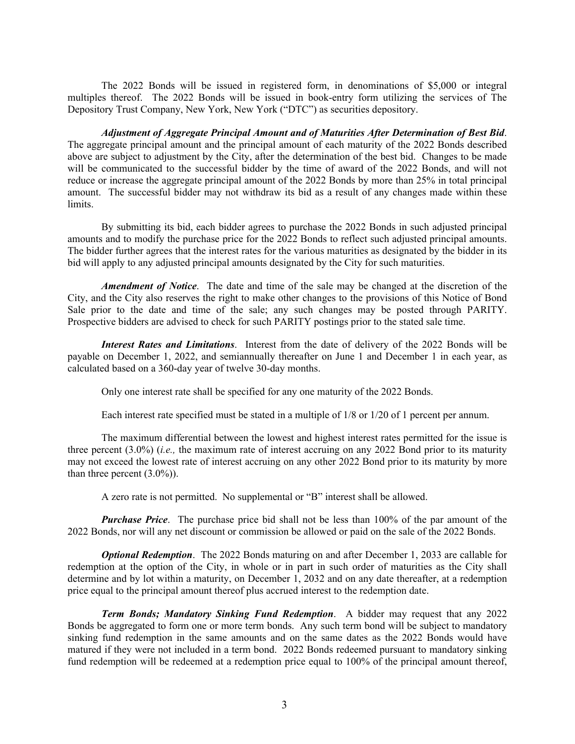The 2022 Bonds will be issued in registered form, in denominations of $5,000 or integral multiples thereof. The 2022 Bonds will be issued in book-entry form utilizing the services of The Depository Trust Company, New York, New York ("DTC") as securities depository.

***Adjustment of Aggregate Principal Amount and of Maturities After Determination of Best Bid***. The aggregate principal amount and the principal amount of each maturity of the 2022 Bonds described above are subject to adjustment by the City, after the determination of the best bid. Changes to be made will be communicated to the successful bidder by the time of award of the 2022 Bonds, and will not reduce or increase the aggregate principal amount of the 2022 Bonds by more than 25% in total principal amount. The successful bidder may not withdraw its bid as a result of any changes made within these limits.

By submitting its bid, each bidder agrees to purchase the 2022 Bonds in such adjusted principal amounts and to modify the purchase price for the 2022 Bonds to reflect such adjusted principal amounts. The bidder further agrees that the interest rates for the various maturities as designated by the bidder in its bid will apply to any adjusted principal amounts designated by the City for such maturities.

***Amendment of Notice***. The date and time of the sale may be changed at the discretion of the City, and the City also reserves the right to make other changes to the provisions of this Notice of Bond Sale prior to the date and time of the sale; any such changes may be posted through PARITY. Prospective bidders are advised to check for such PARITY postings prior to the stated sale time.

***Interest Rates and Limitations***. Interest from the date of delivery of the 2022 Bonds will be payable on December 1, 2022, and semiannually thereafter on June 1 and December 1 in each year, as calculated based on a 360-day year of twelve 30-day months.

Only one interest rate shall be specified for any one maturity of the 2022 Bonds.

Each interest rate specified must be stated in a multiple of 1/8 or 1/20 of 1 percent per annum.

The maximum differential between the lowest and highest interest rates permitted for the issue is three percent (3.0%) (*i.e.,* the maximum rate of interest accruing on any 2022 Bond prior to its maturity may not exceed the lowest rate of interest accruing on any other 2022 Bond prior to its maturity by more than three percent (3.0%)).

A zero rate is not permitted. No supplemental or "B" interest shall be allowed.

***Purchase Price***. The purchase price bid shall not be less than 100% of the par amount of the 2022 Bonds, nor will any net discount or commission be allowed or paid on the sale of the 2022 Bonds.

***Optional Redemption***. The 2022 Bonds maturing on and after December 1, 2033 are callable for redemption at the option of the City, in whole or in part in such order of maturities as the City shall determine and by lot within a maturity, on December 1, 2032 and on any date thereafter, at a redemption price equal to the principal amount thereof plus accrued interest to the redemption date.

***Term Bonds; Mandatory Sinking Fund Redemption***. A bidder may request that any 2022 Bonds be aggregated to form one or more term bonds. Any such term bond will be subject to mandatory sinking fund redemption in the same amounts and on the same dates as the 2022 Bonds would have matured if they were not included in a term bond. 2022 Bonds redeemed pursuant to mandatory sinking fund redemption will be redeemed at a redemption price equal to 100% of the principal amount thereof,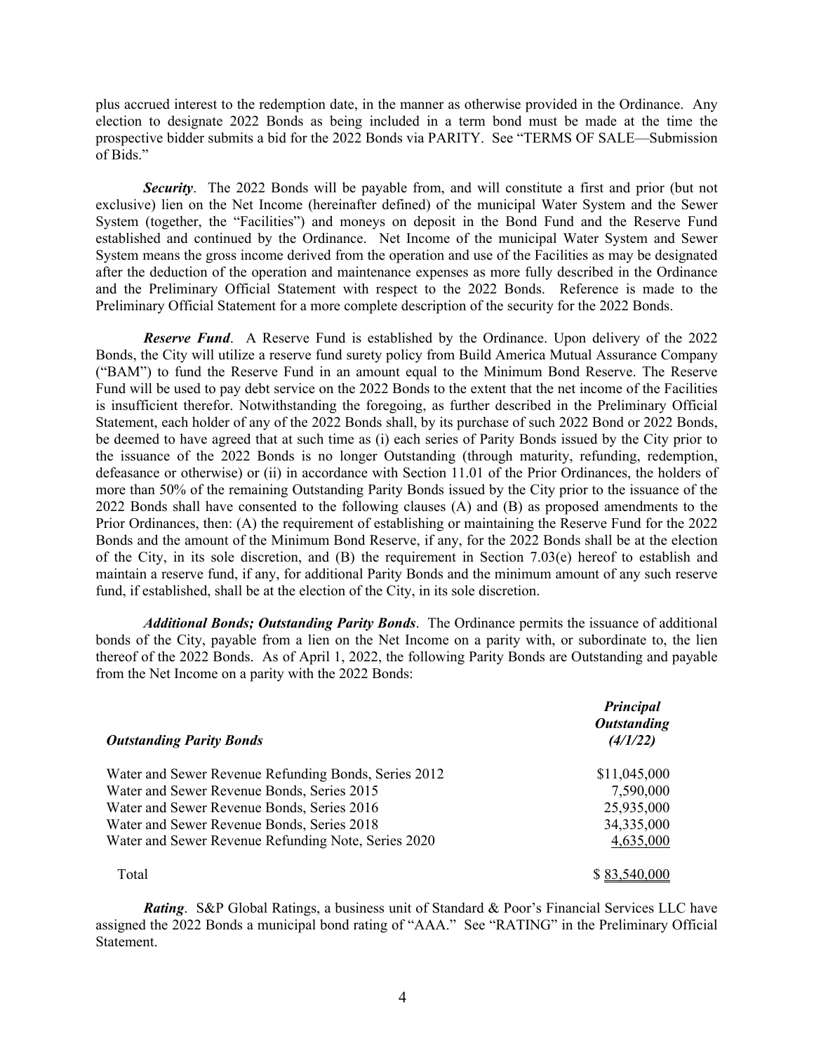plus accrued interest to the redemption date, in the manner as otherwise provided in the Ordinance. Any election to designate 2022 Bonds as being included in a term bond must be made at the time the prospective bidder submits a bid for the 2022 Bonds via PARITY. See "TERMS OF SALE—Submission of Bids."

***Security***. The 2022 Bonds will be payable from, and will constitute a first and prior (but not exclusive) lien on the Net Income (hereinafter defined) of the municipal Water System and the Sewer System (together, the "Facilities") and moneys on deposit in the Bond Fund and the Reserve Fund established and continued by the Ordinance. Net Income of the municipal Water System and Sewer System means the gross income derived from the operation and use of the Facilities as may be designated after the deduction of the operation and maintenance expenses as more fully described in the Ordinance and the Preliminary Official Statement with respect to the 2022 Bonds. Reference is made to the Preliminary Official Statement for a more complete description of the security for the 2022 Bonds.

***Reserve Fund***. A Reserve Fund is established by the Ordinance. Upon delivery of the 2022 Bonds, the City will utilize a reserve fund surety policy from Build America Mutual Assurance Company ("BAM") to fund the Reserve Fund in an amount equal to the Minimum Bond Reserve. The Reserve Fund will be used to pay debt service on the 2022 Bonds to the extent that the net income of the Facilities is insufficient therefor. Notwithstanding the foregoing, as further described in the Preliminary Official Statement, each holder of any of the 2022 Bonds shall, by its purchase of such 2022 Bond or 2022 Bonds, be deemed to have agreed that at such time as (i) each series of Parity Bonds issued by the City prior to the issuance of the 2022 Bonds is no longer Outstanding (through maturity, refunding, redemption, defeasance or otherwise) or (ii) in accordance with Section 11.01 of the Prior Ordinances, the holders of more than 50% of the remaining Outstanding Parity Bonds issued by the City prior to the issuance of the 2022 Bonds shall have consented to the following clauses (A) and (B) as proposed amendments to the Prior Ordinances, then: (A) the requirement of establishing or maintaining the Reserve Fund for the 2022 Bonds and the amount of the Minimum Bond Reserve, if any, for the 2022 Bonds shall be at the election of the City, in its sole discretion, and (B) the requirement in Section 7.03(e) hereof to establish and maintain a reserve fund, if any, for additional Parity Bonds and the minimum amount of any such reserve fund, if established, shall be at the election of the City, in its sole discretion.

***Additional Bonds; Outstanding Parity Bonds***. The Ordinance permits the issuance of additional bonds of the City, payable from a lien on the Net Income on a parity with, or subordinate to, the lien thereof of the 2022 Bonds. As of April 1, 2022, the following Parity Bonds are Outstanding and payable from the Net Income on a parity with the 2022 Bonds:

| ***Outstanding Parity Bonds*** | ***Principal Outstanding (4/1/22)*** |
|---|---|
| Water and Sewer Revenue Refunding Bonds, Series 2012 | $11,045,000 |
| Water and Sewer Revenue Bonds, Series 2015 | 7,590,000 |
| Water and Sewer Revenue Bonds, Series 2016 | 25,935,000 |
| Water and Sewer Revenue Bonds, Series 2018 | 34,335,000 |
| Water and Sewer Revenue Refunding Note, Series 2020 | 4,635,000 |
| Total | $ 83,540,000 |

***Rating***. S&P Global Ratings, a business unit of Standard & Poor's Financial Services LLC have assigned the 2022 Bonds a municipal bond rating of "AAA." See "RATING" in the Preliminary Official Statement.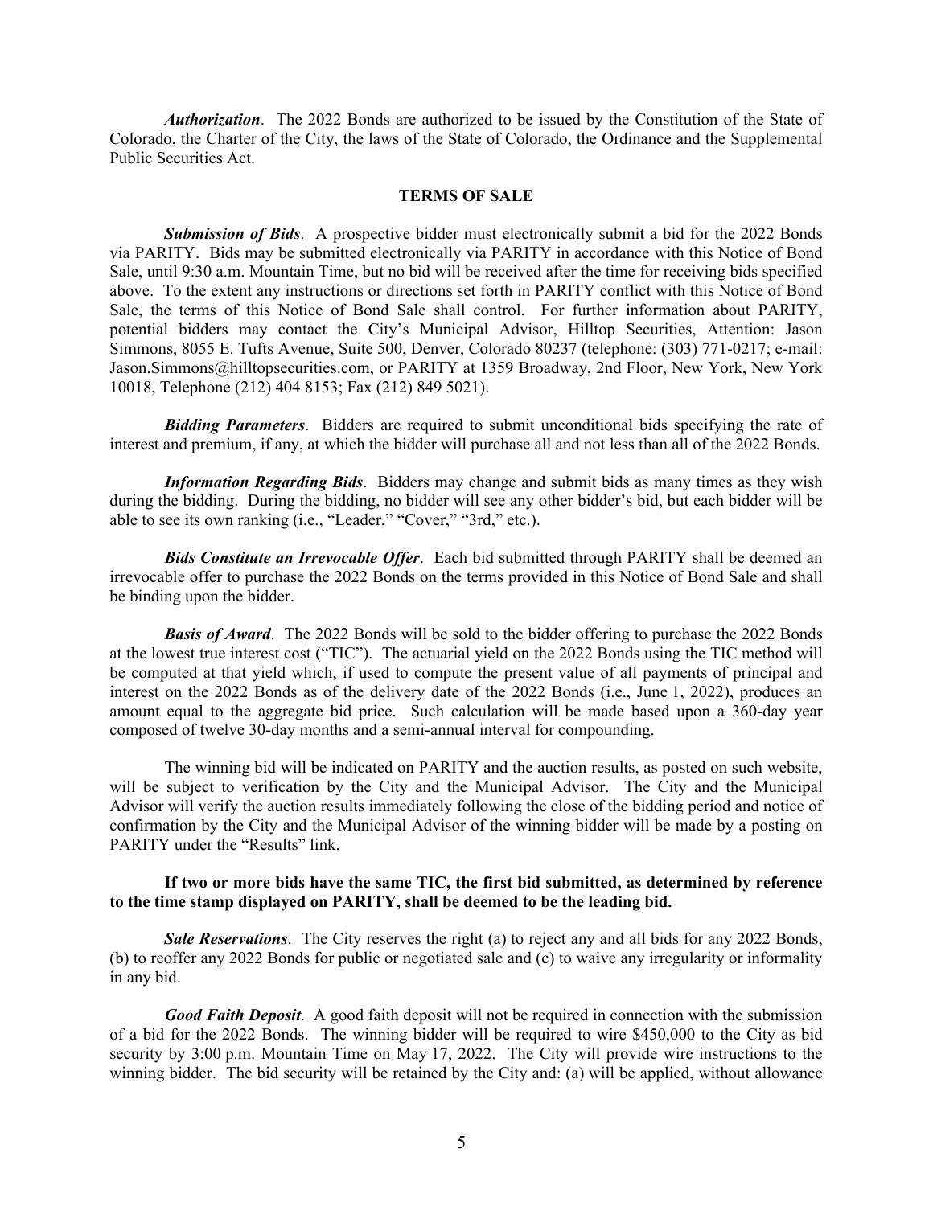***Authorization***. The 2022 Bonds are authorized to be issued by the Constitution of the State of Colorado, the Charter of the City, the laws of the State of Colorado, the Ordinance and the Supplemental Public Securities Act.

**TERMS OF SALE**

***Submission of Bids***. A prospective bidder must electronically submit a bid for the 2022 Bonds via PARITY. Bids may be submitted electronically via PARITY in accordance with this Notice of Bond Sale, until 9:30 a.m. Mountain Time, but no bid will be received after the time for receiving bids specified above. To the extent any instructions or directions set forth in PARITY conflict with this Notice of Bond Sale, the terms of this Notice of Bond Sale shall control. For further information about PARITY, potential bidders may contact the City's Municipal Advisor, Hilltop Securities, Attention: Jason Simmons, 8055 E. Tufts Avenue, Suite 500, Denver, Colorado 80237 (telephone: (303) 771-0217; e-mail: Jason.Simmons@hilltopsecurities.com, or PARITY at 1359 Broadway, 2nd Floor, New York, New York 10018, Telephone (212) 404 8153; Fax (212) 849 5021).

***Bidding Parameters***. Bidders are required to submit unconditional bids specifying the rate of interest and premium, if any, at which the bidder will purchase all and not less than all of the 2022 Bonds.

***Information Regarding Bids***. Bidders may change and submit bids as many times as they wish during the bidding. During the bidding, no bidder will see any other bidder's bid, but each bidder will be able to see its own ranking (i.e., "Leader," "Cover," "3rd," etc.).

***Bids Constitute an Irrevocable Offer***. Each bid submitted through PARITY shall be deemed an irrevocable offer to purchase the 2022 Bonds on the terms provided in this Notice of Bond Sale and shall be binding upon the bidder.

***Basis of Award***. The 2022 Bonds will be sold to the bidder offering to purchase the 2022 Bonds at the lowest true interest cost ("TIC"). The actuarial yield on the 2022 Bonds using the TIC method will be computed at that yield which, if used to compute the present value of all payments of principal and interest on the 2022 Bonds as of the delivery date of the 2022 Bonds (i.e., June 1, 2022), produces an amount equal to the aggregate bid price. Such calculation will be made based upon a 360-day year composed of twelve 30-day months and a semi-annual interval for compounding.

The winning bid will be indicated on PARITY and the auction results, as posted on such website, will be subject to verification by the City and the Municipal Advisor. The City and the Municipal Advisor will verify the auction results immediately following the close of the bidding period and notice of confirmation by the City and the Municipal Advisor of the winning bidder will be made by a posting on PARITY under the "Results" link.

**If two or more bids have the same TIC, the first bid submitted, as determined by reference to the time stamp displayed on PARITY, shall be deemed to be the leading bid.**

***Sale Reservations***. The City reserves the right (a) to reject any and all bids for any 2022 Bonds, (b) to reoffer any 2022 Bonds for public or negotiated sale and (c) to waive any irregularity or informality in any bid.

***Good Faith Deposit***. A good faith deposit will not be required in connection with the submission of a bid for the 2022 Bonds. The winning bidder will be required to wire $450,000 to the City as bid security by 3:00 p.m. Mountain Time on May 17, 2022. The City will provide wire instructions to the winning bidder. The bid security will be retained by the City and: (a) will be applied, without allowance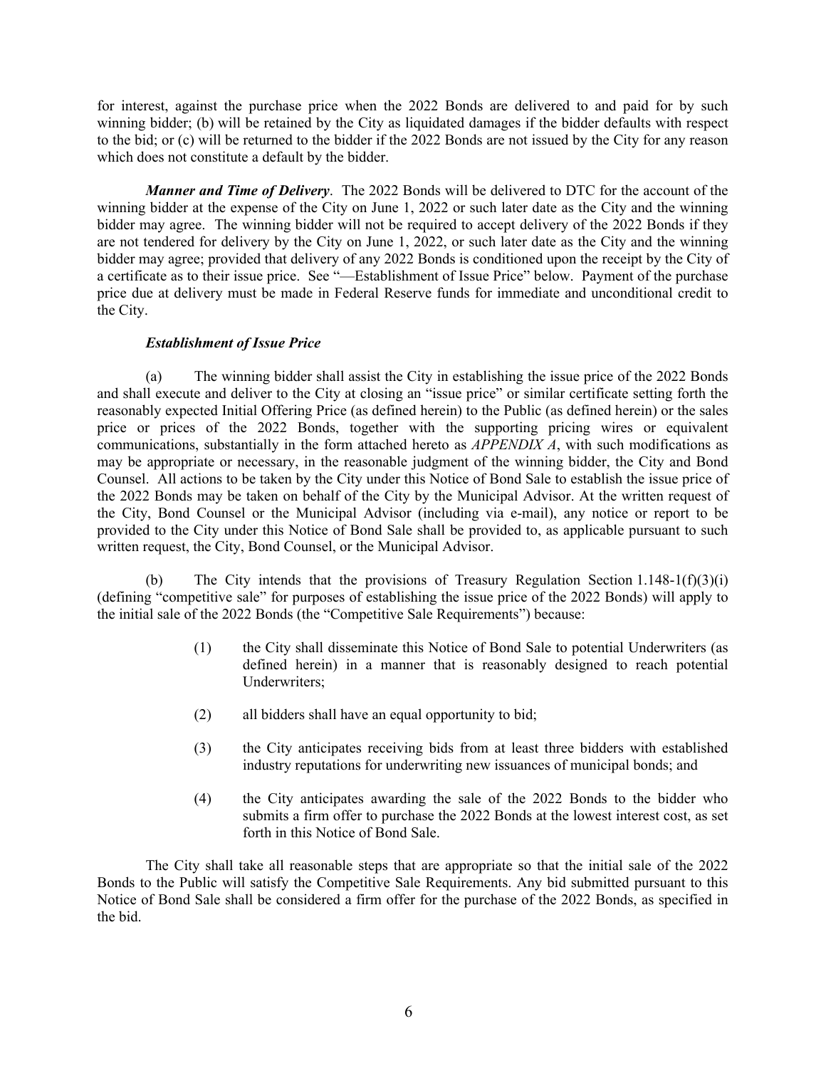for interest, against the purchase price when the 2022 Bonds are delivered to and paid for by such winning bidder; (b) will be retained by the City as liquidated damages if the bidder defaults with respect to the bid; or (c) will be returned to the bidder if the 2022 Bonds are not issued by the City for any reason which does not constitute a default by the bidder.

***Manner and Time of Delivery***. The 2022 Bonds will be delivered to DTC for the account of the winning bidder at the expense of the City on June 1, 2022 or such later date as the City and the winning bidder may agree. The winning bidder will not be required to accept delivery of the 2022 Bonds if they are not tendered for delivery by the City on June 1, 2022, or such later date as the City and the winning bidder may agree; provided that delivery of any 2022 Bonds is conditioned upon the receipt by the City of a certificate as to their issue price. See "—Establishment of Issue Price" below. Payment of the purchase price due at delivery must be made in Federal Reserve funds for immediate and unconditional credit to the City.

***Establishment of Issue Price***

(a) The winning bidder shall assist the City in establishing the issue price of the 2022 Bonds and shall execute and deliver to the City at closing an "issue price" or similar certificate setting forth the reasonably expected Initial Offering Price (as defined herein) to the Public (as defined herein) or the sales price or prices of the 2022 Bonds, together with the supporting pricing wires or equivalent communications, substantially in the form attached hereto as *APPENDIX A*, with such modifications as may be appropriate or necessary, in the reasonable judgment of the winning bidder, the City and Bond Counsel. All actions to be taken by the City under this Notice of Bond Sale to establish the issue price of the 2022 Bonds may be taken on behalf of the City by the Municipal Advisor. At the written request of the City, Bond Counsel or the Municipal Advisor (including via e-mail), any notice or report to be provided to the City under this Notice of Bond Sale shall be provided to, as applicable pursuant to such written request, the City, Bond Counsel, or the Municipal Advisor.

(b) The City intends that the provisions of Treasury Regulation Section 1.148-1(f)(3)(i) (defining "competitive sale" for purposes of establishing the issue price of the 2022 Bonds) will apply to the initial sale of the 2022 Bonds (the "Competitive Sale Requirements") because:

(1) the City shall disseminate this Notice of Bond Sale to potential Underwriters (as defined herein) in a manner that is reasonably designed to reach potential Underwriters;

(2) all bidders shall have an equal opportunity to bid;

(3) the City anticipates receiving bids from at least three bidders with established industry reputations for underwriting new issuances of municipal bonds; and

(4) the City anticipates awarding the sale of the 2022 Bonds to the bidder who submits a firm offer to purchase the 2022 Bonds at the lowest interest cost, as set forth in this Notice of Bond Sale.

The City shall take all reasonable steps that are appropriate so that the initial sale of the 2022 Bonds to the Public will satisfy the Competitive Sale Requirements. Any bid submitted pursuant to this Notice of Bond Sale shall be considered a firm offer for the purchase of the 2022 Bonds, as specified in the bid.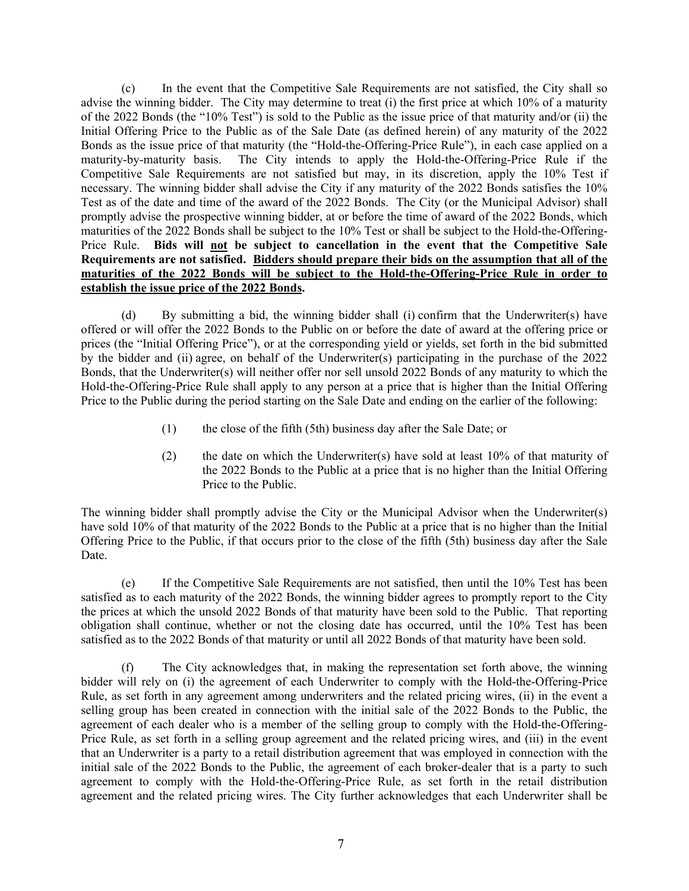(c) In the event that the Competitive Sale Requirements are not satisfied, the City shall so advise the winning bidder. The City may determine to treat (i) the first price at which 10% of a maturity of the 2022 Bonds (the "10% Test") is sold to the Public as the issue price of that maturity and/or (ii) the Initial Offering Price to the Public as of the Sale Date (as defined herein) of any maturity of the 2022 Bonds as the issue price of that maturity (the "Hold-the-Offering-Price Rule"), in each case applied on a maturity-by-maturity basis. The City intends to apply the Hold-the-Offering-Price Rule if the Competitive Sale Requirements are not satisfied but may, in its discretion, apply the 10% Test if necessary. The winning bidder shall advise the City if any maturity of the 2022 Bonds satisfies the 10% Test as of the date and time of the award of the 2022 Bonds. The City (or the Municipal Advisor) shall promptly advise the prospective winning bidder, at or before the time of award of the 2022 Bonds, which maturities of the 2022 Bonds shall be subject to the 10% Test or shall be subject to the Hold-the-Offering-Price Rule. **Bids will <u>not</u> be subject to cancellation in the event that the Competitive Sale Requirements are not satisfied. <u>Bidders should prepare their bids on the assumption that all of the maturities of the 2022 Bonds will be subject to the Hold-the-Offering-Price Rule in order to establish the issue price of the 2022 Bonds</u>.**

(d) By submitting a bid, the winning bidder shall (i) confirm that the Underwriter(s) have offered or will offer the 2022 Bonds to the Public on or before the date of award at the offering price or prices (the "Initial Offering Price"), or at the corresponding yield or yields, set forth in the bid submitted by the bidder and (ii) agree, on behalf of the Underwriter(s) participating in the purchase of the 2022 Bonds, that the Underwriter(s) will neither offer nor sell unsold 2022 Bonds of any maturity to which the Hold-the-Offering-Price Rule shall apply to any person at a price that is higher than the Initial Offering Price to the Public during the period starting on the Sale Date and ending on the earlier of the following:

(1) the close of the fifth (5th) business day after the Sale Date; or

(2) the date on which the Underwriter(s) have sold at least 10% of that maturity of the 2022 Bonds to the Public at a price that is no higher than the Initial Offering Price to the Public.

The winning bidder shall promptly advise the City or the Municipal Advisor when the Underwriter(s) have sold 10% of that maturity of the 2022 Bonds to the Public at a price that is no higher than the Initial Offering Price to the Public, if that occurs prior to the close of the fifth (5th) business day after the Sale Date.

(e) If the Competitive Sale Requirements are not satisfied, then until the 10% Test has been satisfied as to each maturity of the 2022 Bonds, the winning bidder agrees to promptly report to the City the prices at which the unsold 2022 Bonds of that maturity have been sold to the Public. That reporting obligation shall continue, whether or not the closing date has occurred, until the 10% Test has been satisfied as to the 2022 Bonds of that maturity or until all 2022 Bonds of that maturity have been sold.

(f) The City acknowledges that, in making the representation set forth above, the winning bidder will rely on (i) the agreement of each Underwriter to comply with the Hold-the-Offering-Price Rule, as set forth in any agreement among underwriters and the related pricing wires, (ii) in the event a selling group has been created in connection with the initial sale of the 2022 Bonds to the Public, the agreement of each dealer who is a member of the selling group to comply with the Hold-the-Offering-Price Rule, as set forth in a selling group agreement and the related pricing wires, and (iii) in the event that an Underwriter is a party to a retail distribution agreement that was employed in connection with the initial sale of the 2022 Bonds to the Public, the agreement of each broker-dealer that is a party to such agreement to comply with the Hold-the-Offering-Price Rule, as set forth in the retail distribution agreement and the related pricing wires. The City further acknowledges that each Underwriter shall be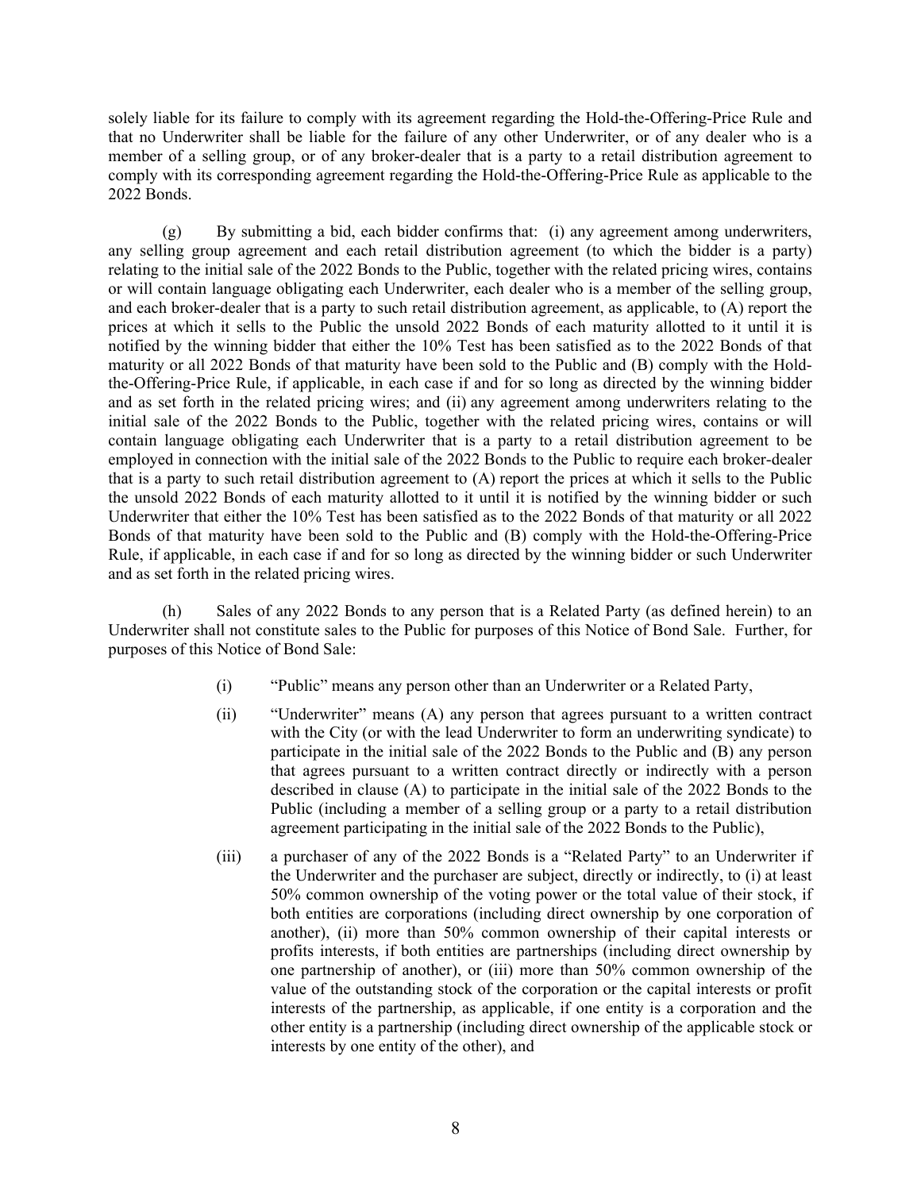solely liable for its failure to comply with its agreement regarding the Hold-the-Offering-Price Rule and that no Underwriter shall be liable for the failure of any other Underwriter, or of any dealer who is a member of a selling group, or of any broker-dealer that is a party to a retail distribution agreement to comply with its corresponding agreement regarding the Hold-the-Offering-Price Rule as applicable to the 2022 Bonds.

(g) By submitting a bid, each bidder confirms that: (i) any agreement among underwriters, any selling group agreement and each retail distribution agreement (to which the bidder is a party) relating to the initial sale of the 2022 Bonds to the Public, together with the related pricing wires, contains or will contain language obligating each Underwriter, each dealer who is a member of the selling group, and each broker-dealer that is a party to such retail distribution agreement, as applicable, to (A) report the prices at which it sells to the Public the unsold 2022 Bonds of each maturity allotted to it until it is notified by the winning bidder that either the 10% Test has been satisfied as to the 2022 Bonds of that maturity or all 2022 Bonds of that maturity have been sold to the Public and (B) comply with the Hold-the-Offering-Price Rule, if applicable, in each case if and for so long as directed by the winning bidder and as set forth in the related pricing wires; and (ii) any agreement among underwriters relating to the initial sale of the 2022 Bonds to the Public, together with the related pricing wires, contains or will contain language obligating each Underwriter that is a party to a retail distribution agreement to be employed in connection with the initial sale of the 2022 Bonds to the Public to require each broker-dealer that is a party to such retail distribution agreement to (A) report the prices at which it sells to the Public the unsold 2022 Bonds of each maturity allotted to it until it is notified by the winning bidder or such Underwriter that either the 10% Test has been satisfied as to the 2022 Bonds of that maturity or all 2022 Bonds of that maturity have been sold to the Public and (B) comply with the Hold-the-Offering-Price Rule, if applicable, in each case if and for so long as directed by the winning bidder or such Underwriter and as set forth in the related pricing wires.

(h) Sales of any 2022 Bonds to any person that is a Related Party (as defined herein) to an Underwriter shall not constitute sales to the Public for purposes of this Notice of Bond Sale. Further, for purposes of this Notice of Bond Sale:

(i) "Public" means any person other than an Underwriter or a Related Party,

(ii) "Underwriter" means (A) any person that agrees pursuant to a written contract with the City (or with the lead Underwriter to form an underwriting syndicate) to participate in the initial sale of the 2022 Bonds to the Public and (B) any person that agrees pursuant to a written contract directly or indirectly with a person described in clause (A) to participate in the initial sale of the 2022 Bonds to the Public (including a member of a selling group or a party to a retail distribution agreement participating in the initial sale of the 2022 Bonds to the Public),

(iii) a purchaser of any of the 2022 Bonds is a "Related Party" to an Underwriter if the Underwriter and the purchaser are subject, directly or indirectly, to (i) at least 50% common ownership of the voting power or the total value of their stock, if both entities are corporations (including direct ownership by one corporation of another), (ii) more than 50% common ownership of their capital interests or profits interests, if both entities are partnerships (including direct ownership by one partnership of another), or (iii) more than 50% common ownership of the value of the outstanding stock of the corporation or the capital interests or profit interests of the partnership, as applicable, if one entity is a corporation and the other entity is a partnership (including direct ownership of the applicable stock or interests by one entity of the other), and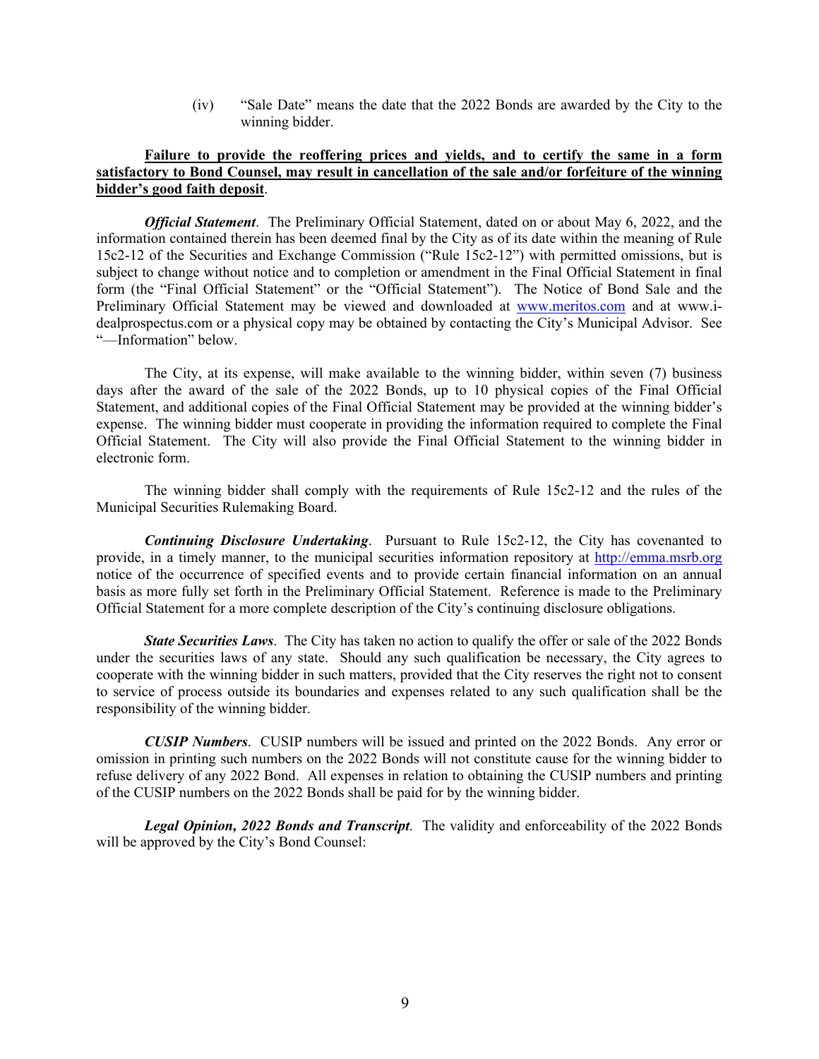(iv) "Sale Date" means the date that the 2022 Bonds are awarded by the City to the winning bidder.

**Failure to provide the reoffering prices and yields, and to certify the same in a form satisfactory to Bond Counsel, may result in cancellation of the sale and/or forfeiture of the winning bidder's good faith deposit**.

***Official Statement***. The Preliminary Official Statement, dated on or about May 6, 2022, and the information contained therein has been deemed final by the City as of its date within the meaning of Rule 15c2-12 of the Securities and Exchange Commission ("Rule 15c2-12") with permitted omissions, but is subject to change without notice and to completion or amendment in the Final Official Statement in final form (the "Final Official Statement" or the "Official Statement"). The Notice of Bond Sale and the Preliminary Official Statement may be viewed and downloaded at www.meritos.com and at www.i-dealprospectus.com or a physical copy may be obtained by contacting the City's Municipal Advisor. See "—Information" below.

The City, at its expense, will make available to the winning bidder, within seven (7) business days after the award of the sale of the 2022 Bonds, up to 10 physical copies of the Final Official Statement, and additional copies of the Final Official Statement may be provided at the winning bidder's expense. The winning bidder must cooperate in providing the information required to complete the Final Official Statement. The City will also provide the Final Official Statement to the winning bidder in electronic form.

The winning bidder shall comply with the requirements of Rule 15c2-12 and the rules of the Municipal Securities Rulemaking Board.

***Continuing Disclosure Undertaking***. Pursuant to Rule 15c2-12, the City has covenanted to provide, in a timely manner, to the municipal securities information repository at http://emma.msrb.org notice of the occurrence of specified events and to provide certain financial information on an annual basis as more fully set forth in the Preliminary Official Statement. Reference is made to the Preliminary Official Statement for a more complete description of the City's continuing disclosure obligations.

***State Securities Laws***. The City has taken no action to qualify the offer or sale of the 2022 Bonds under the securities laws of any state. Should any such qualification be necessary, the City agrees to cooperate with the winning bidder in such matters, provided that the City reserves the right not to consent to service of process outside its boundaries and expenses related to any such qualification shall be the responsibility of the winning bidder.

***CUSIP Numbers***. CUSIP numbers will be issued and printed on the 2022 Bonds. Any error or omission in printing such numbers on the 2022 Bonds will not constitute cause for the winning bidder to refuse delivery of any 2022 Bond. All expenses in relation to obtaining the CUSIP numbers and printing of the CUSIP numbers on the 2022 Bonds shall be paid for by the winning bidder.

***Legal Opinion, 2022 Bonds and Transcript***. The validity and enforceability of the 2022 Bonds will be approved by the City's Bond Counsel: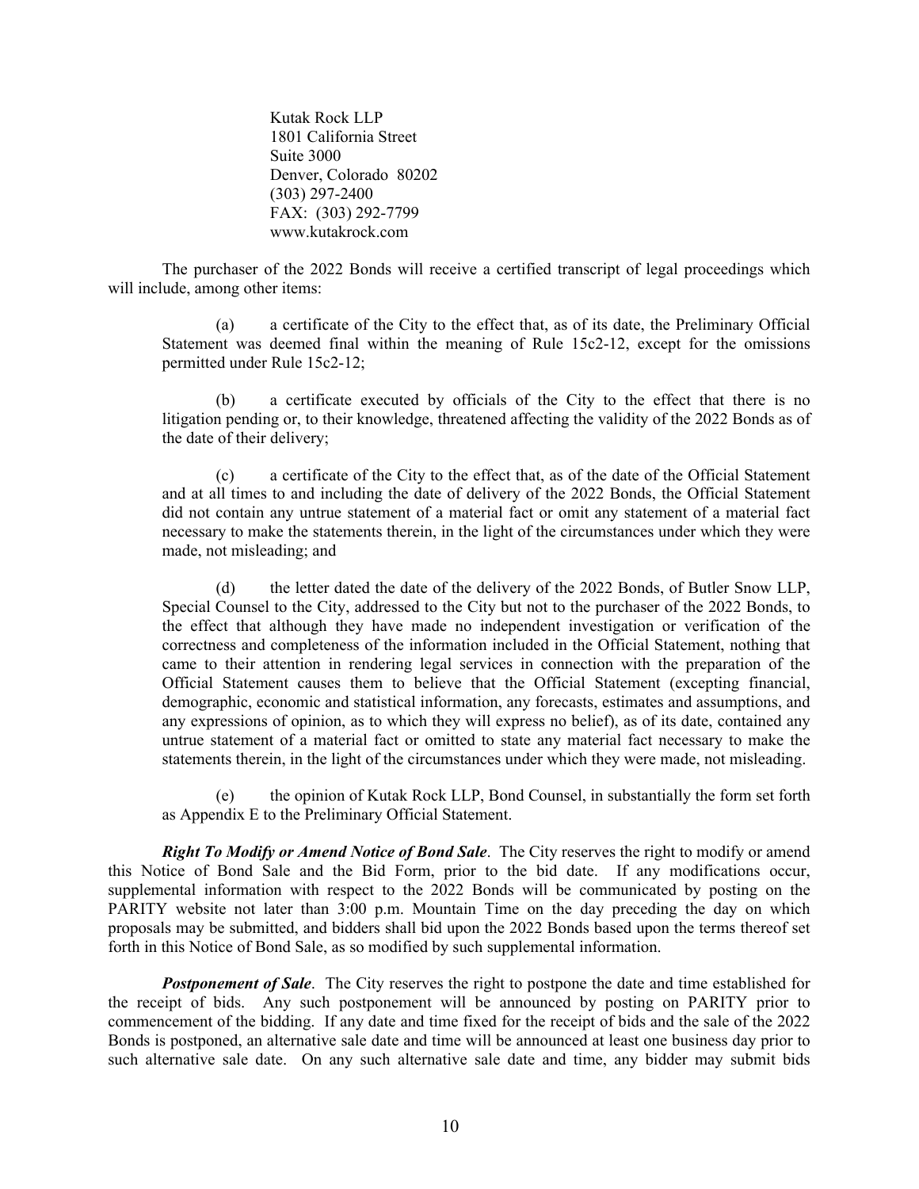Kutak Rock LLP
1801 California Street
Suite 3000
Denver, Colorado 80202
(303) 297-2400
FAX: (303) 292-7799
www.kutakrock.com

The purchaser of the 2022 Bonds will receive a certified transcript of legal proceedings which will include, among other items:

(a) a certificate of the City to the effect that, as of its date, the Preliminary Official Statement was deemed final within the meaning of Rule 15c2-12, except for the omissions permitted under Rule 15c2-12;

(b) a certificate executed by officials of the City to the effect that there is no litigation pending or, to their knowledge, threatened affecting the validity of the 2022 Bonds as of the date of their delivery;

(c) a certificate of the City to the effect that, as of the date of the Official Statement and at all times to and including the date of delivery of the 2022 Bonds, the Official Statement did not contain any untrue statement of a material fact or omit any statement of a material fact necessary to make the statements therein, in the light of the circumstances under which they were made, not misleading; and

(d) the letter dated the date of the delivery of the 2022 Bonds, of Butler Snow LLP, Special Counsel to the City, addressed to the City but not to the purchaser of the 2022 Bonds, to the effect that although they have made no independent investigation or verification of the correctness and completeness of the information included in the Official Statement, nothing that came to their attention in rendering legal services in connection with the preparation of the Official Statement causes them to believe that the Official Statement (excepting financial, demographic, economic and statistical information, any forecasts, estimates and assumptions, and any expressions of opinion, as to which they will express no belief), as of its date, contained any untrue statement of a material fact or omitted to state any material fact necessary to make the statements therein, in the light of the circumstances under which they were made, not misleading.

(e) the opinion of Kutak Rock LLP, Bond Counsel, in substantially the form set forth as Appendix E to the Preliminary Official Statement.

***Right To Modify or Amend Notice of Bond Sale***. The City reserves the right to modify or amend this Notice of Bond Sale and the Bid Form, prior to the bid date. If any modifications occur, supplemental information with respect to the 2022 Bonds will be communicated by posting on the PARITY website not later than 3:00 p.m. Mountain Time on the day preceding the day on which proposals may be submitted, and bidders shall bid upon the 2022 Bonds based upon the terms thereof set forth in this Notice of Bond Sale, as so modified by such supplemental information.

***Postponement of Sale***. The City reserves the right to postpone the date and time established for the receipt of bids. Any such postponement will be announced by posting on PARITY prior to commencement of the bidding. If any date and time fixed for the receipt of bids and the sale of the 2022 Bonds is postponed, an alternative sale date and time will be announced at least one business day prior to such alternative sale date. On any such alternative sale date and time, any bidder may submit bids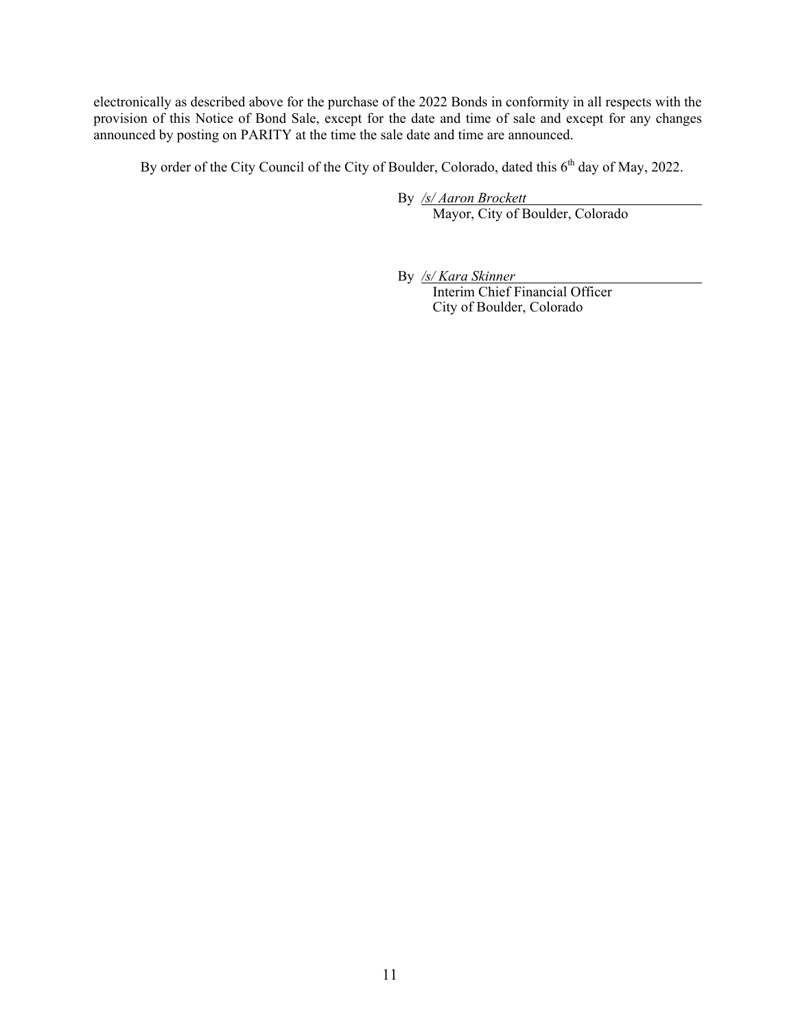electronically as described above for the purchase of the 2022 Bonds in conformity in all respects with the provision of this Notice of Bond Sale, except for the date and time of sale and except for any changes announced by posting on PARITY at the time the sale date and time are announced.

By order of the City Council of the City of Boulder, Colorado, dated this 6th day of May, 2022.

By */s/ Aaron Brockett*
Mayor, City of Boulder, Colorado

By */s/ Kara Skinner*
Interim Chief Financial Officer
City of Boulder, Colorado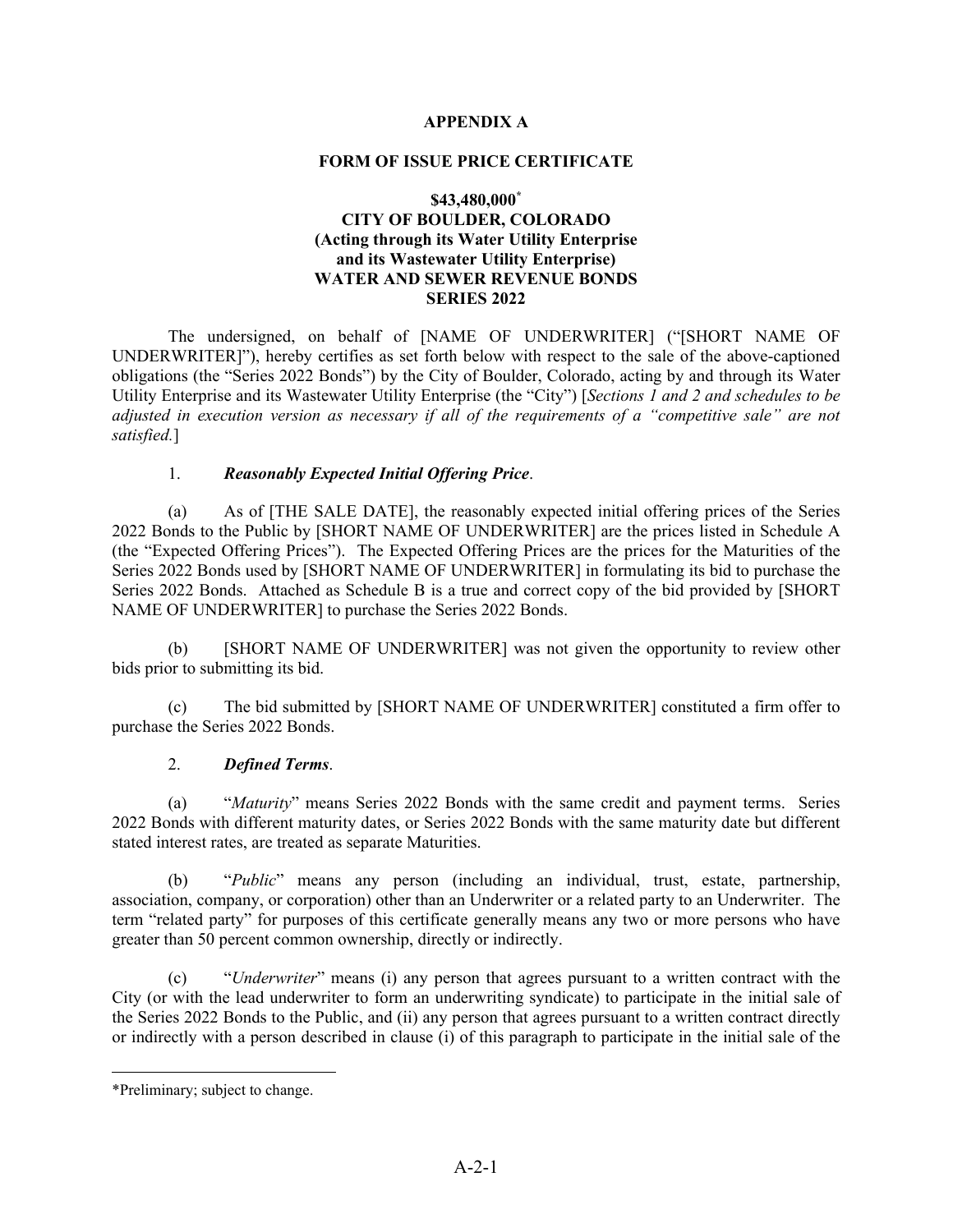**APPENDIX A**

**FORM OF ISSUE PRICE CERTIFICATE**

**$43,480,000[*]**
**CITY OF BOULDER, COLORADO**
**(Acting through its Water Utility Enterprise and its Wastewater Utility Enterprise)**
**WATER AND SEWER REVENUE BONDS**
**SERIES 2022**

The undersigned, on behalf of [NAME OF UNDERWRITER] ("[SHORT NAME OF UNDERWRITER]"), hereby certifies as set forth below with respect to the sale of the above-captioned obligations (the "Series 2022 Bonds") by the City of Boulder, Colorado, acting by and through its Water Utility Enterprise and its Wastewater Utility Enterprise (the "City") [*Sections 1 and 2 and schedules to be adjusted in execution version as necessary if all of the requirements of a "competitive sale" are not satisfied.*]

1. ***Reasonably Expected Initial Offering Price***.

(a) As of [THE SALE DATE], the reasonably expected initial offering prices of the Series 2022 Bonds to the Public by [SHORT NAME OF UNDERWRITER] are the prices listed in Schedule A (the "Expected Offering Prices"). The Expected Offering Prices are the prices for the Maturities of the Series 2022 Bonds used by [SHORT NAME OF UNDERWRITER] in formulating its bid to purchase the Series 2022 Bonds. Attached as Schedule B is a true and correct copy of the bid provided by [SHORT NAME OF UNDERWRITER] to purchase the Series 2022 Bonds.

(b) [SHORT NAME OF UNDERWRITER] was not given the opportunity to review other bids prior to submitting its bid.

(c) The bid submitted by [SHORT NAME OF UNDERWRITER] constituted a firm offer to purchase the Series 2022 Bonds.

2. ***Defined Terms***.

(a) "*Maturity*" means Series 2022 Bonds with the same credit and payment terms. Series 2022 Bonds with different maturity dates, or Series 2022 Bonds with the same maturity date but different stated interest rates, are treated as separate Maturities.

(b) "*Public*" means any person (including an individual, trust, estate, partnership, association, company, or corporation) other than an Underwriter or a related party to an Underwriter. The term "related party" for purposes of this certificate generally means any two or more persons who have greater than 50 percent common ownership, directly or indirectly.

(c) "*Underwriter*" means (i) any person that agrees pursuant to a written contract with the City (or with the lead underwriter to form an underwriting syndicate) to participate in the initial sale of the Series 2022 Bonds to the Public, and (ii) any person that agrees pursuant to a written contract directly or indirectly with a person described in clause (i) of this paragraph to participate in the initial sale of the

---

[*] Preliminary; subject to change.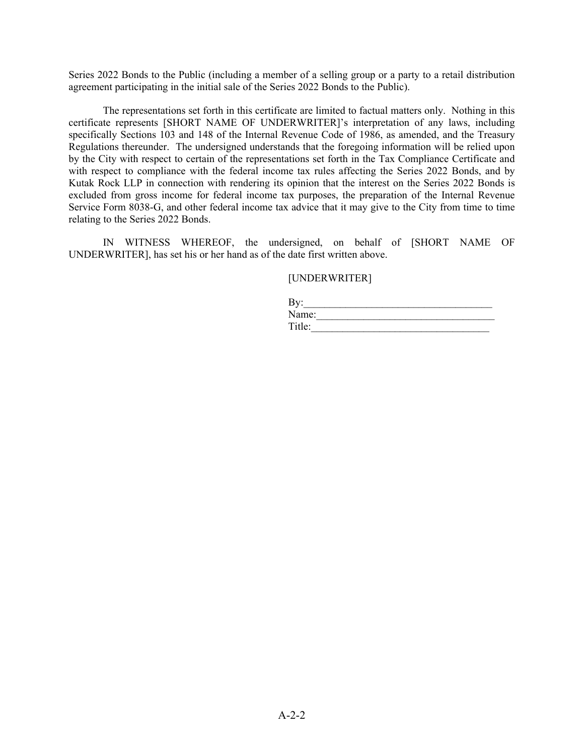Series 2022 Bonds to the Public (including a member of a selling group or a party to a retail distribution agreement participating in the initial sale of the Series 2022 Bonds to the Public).

The representations set forth in this certificate are limited to factual matters only. Nothing in this certificate represents [SHORT NAME OF UNDERWRITER]'s interpretation of any laws, including specifically Sections 103 and 148 of the Internal Revenue Code of 1986, as amended, and the Treasury Regulations thereunder. The undersigned understands that the foregoing information will be relied upon by the City with respect to certain of the representations set forth in the Tax Compliance Certificate and with respect to compliance with the federal income tax rules affecting the Series 2022 Bonds, and by Kutak Rock LLP in connection with rendering its opinion that the interest on the Series 2022 Bonds is excluded from gross income for federal income tax purposes, the preparation of the Internal Revenue Service Form 8038-G, and other federal income tax advice that it may give to the City from time to time relating to the Series 2022 Bonds.

IN WITNESS WHEREOF, the undersigned, on behalf of [SHORT NAME OF UNDERWRITER], has set his or her hand as of the date first written above.

[UNDERWRITER]

By:___________________________________

Name:_________________________________

Title:__________________________________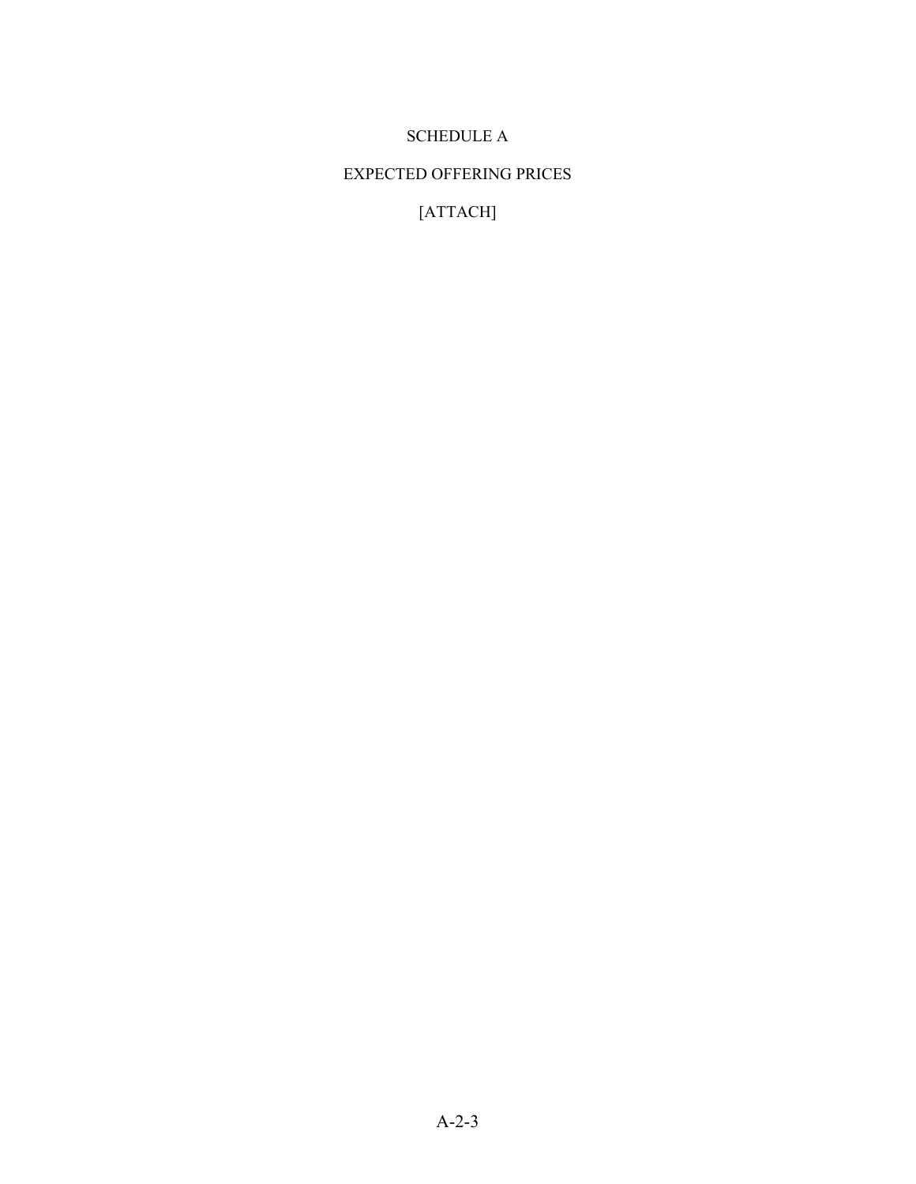# SCHEDULE A

## EXPECTED OFFERING PRICES

[ATTACH]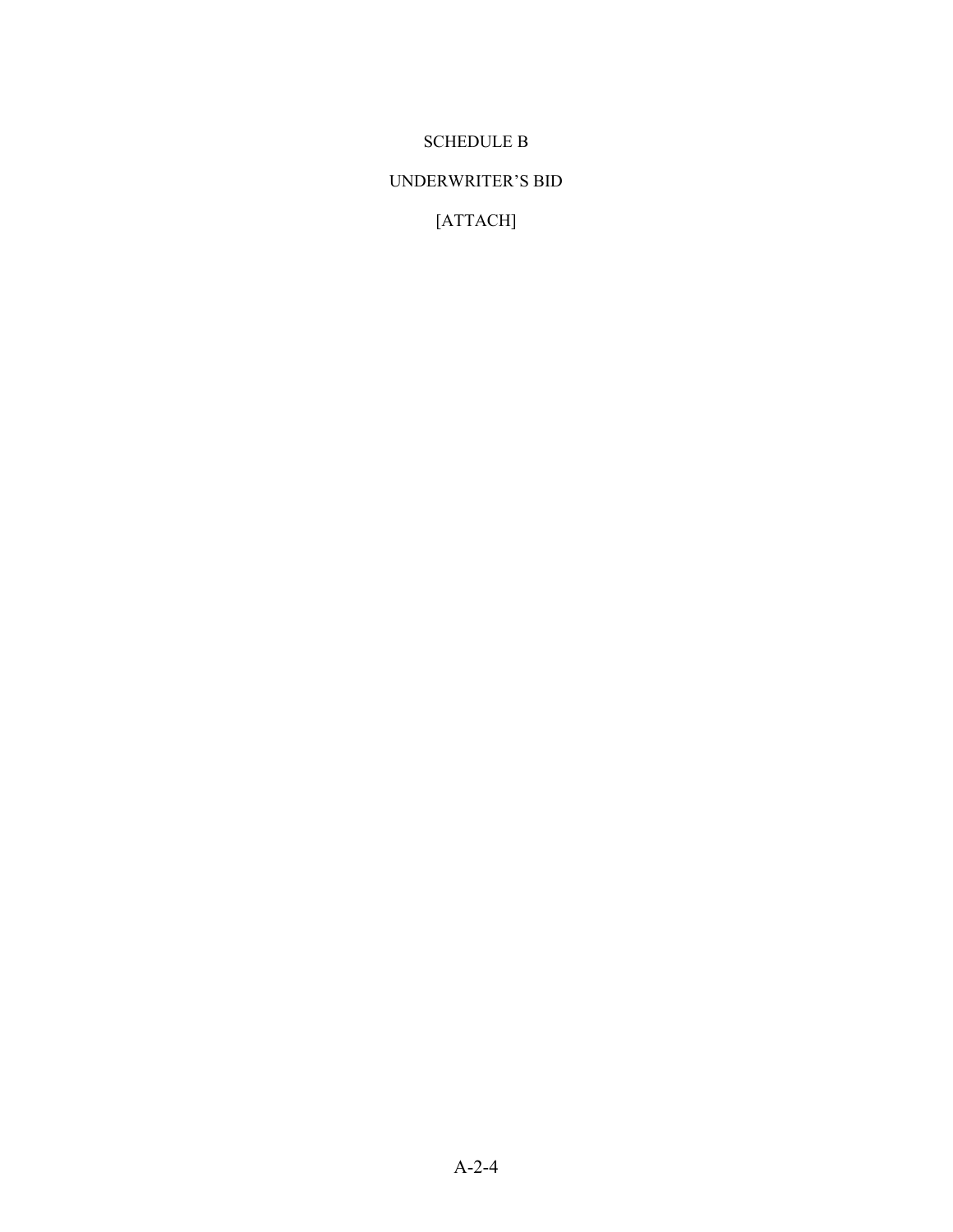SCHEDULE B

UNDERWRITER'S BID

[ATTACH]